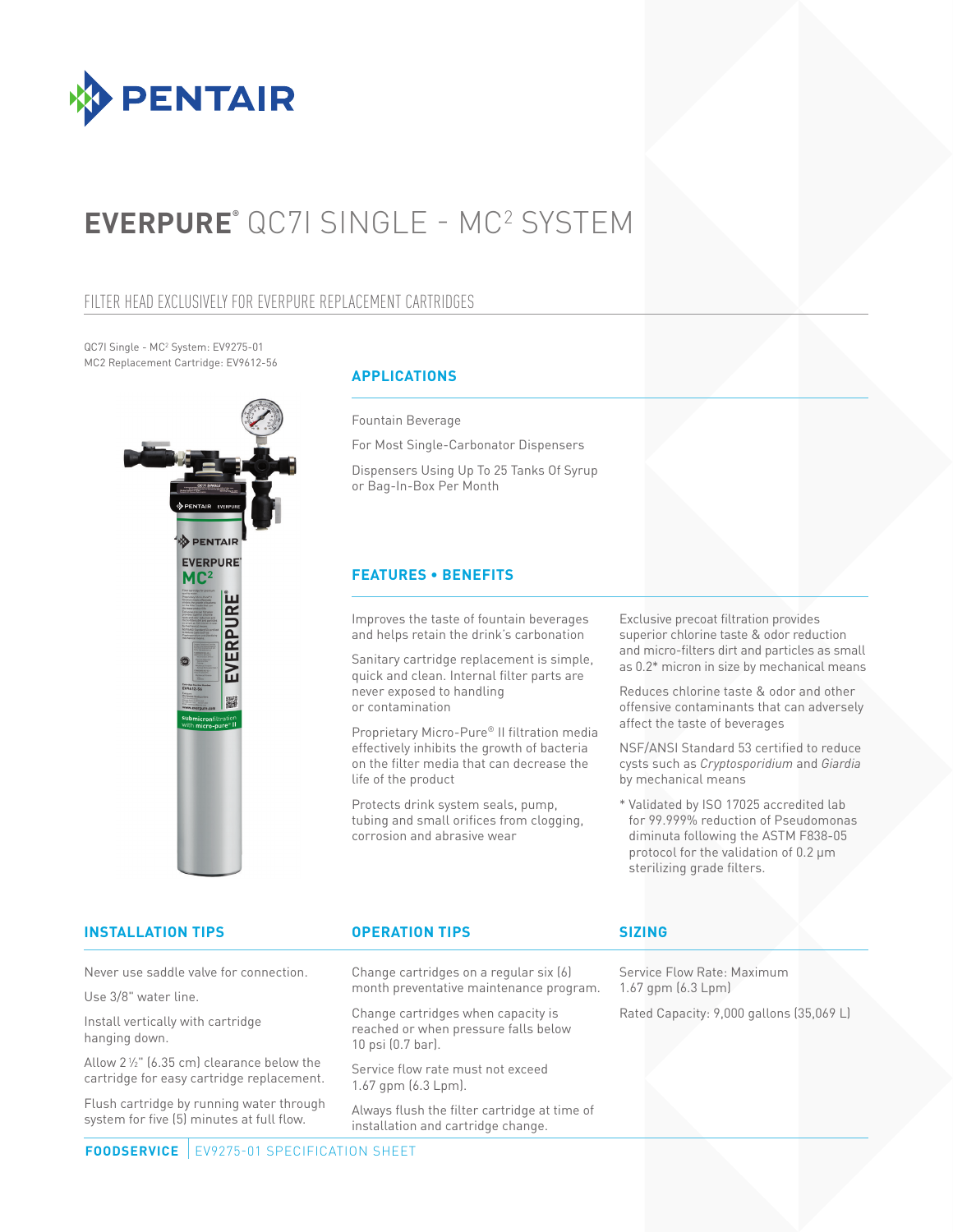PENTAIR

# EVERPURE® QC7I SINGLE - MC² SYSTEM

## FILTER HEAD EXCLUSIVELY FOR EVERPURE REPLACEMENT CARTRIDGES

QC7I Single - MC² System: EV9275-01
MC2 Replacement Cartridge: EV9612-56

### APPLICATIONS

Fountain Beverage

For Most Single-Carbonator Dispensers

Dispensers Using Up To 25 Tanks Of Syrup or Bag-In-Box Per Month

### FEATURES • BENEFITS

Improves the taste of fountain beverages and helps retain the drink's carbonation

Sanitary cartridge replacement is simple, quick and clean. Internal filter parts are never exposed to handling or contamination

Proprietary Micro-Pure® II filtration media effectively inhibits the growth of bacteria on the filter media that can decrease the life of the product

Protects drink system seals, pump, tubing and small orifices from clogging, corrosion and abrasive wear

Exclusive precoat filtration provides superior chlorine taste & odor reduction and micro-filters dirt and particles as small as 0.2* micron in size by mechanical means

Reduces chlorine taste & odor and other offensive contaminants that can adversely affect the taste of beverages

NSF/ANSI Standard 53 certified to reduce cysts such as *Cryptosporidium* and *Giardia* by mechanical means

* Validated by ISO 17025 accredited lab for 99.999% reduction of Pseudomonas diminuta following the ASTM F838-05 protocol for the validation of 0.2 µm sterilizing grade filters.

### INSTALLATION TIPS

Never use saddle valve for connection.

Use 3/8" water line.

Install vertically with cartridge hanging down.

Allow 2 ½" (6.35 cm) clearance below the cartridge for easy cartridge replacement.

Flush cartridge by running water through system for five (5) minutes at full flow.

### OPERATION TIPS

Change cartridges on a regular six (6) month preventative maintenance program.

Change cartridges when capacity is reached or when pressure falls below 10 psi (0.7 bar).

Service flow rate must not exceed 1.67 gpm (6.3 Lpm).

Always flush the filter cartridge at time of installation and cartridge change.

### SIZING

Service Flow Rate: Maximum 1.67 gpm (6.3 Lpm)

Rated Capacity: 9,000 gallons (35,069 L)

**FOODSERVICE** | EV9275-01 SPECIFICATION SHEET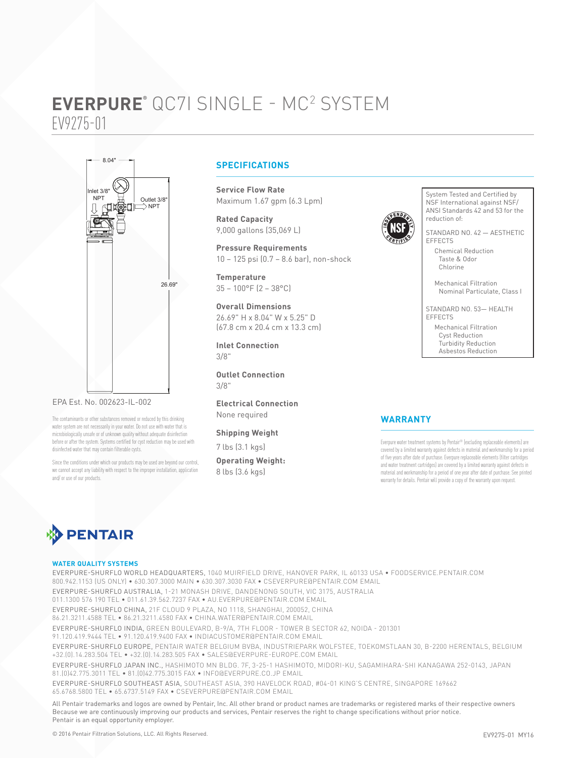# EVERPURE® QC7I SINGLE - MC² SYSTEM

EV9275-01

8.04"

Inlet 3/8" NPT

Outlet 3/8" NPT

26.69"

EPA Est. No. 002623-IL-002

The contaminants or other substances removed or reduced by this drinking water system are not necessarily in your water. Do not use with water that is microbiologically unsafe or of unknown quality without adequate disinfection before or after the system. Systems certified for cyst reduction may be used with disinfected water that may contain filterable cysts.

Since the conditions under which our products may be used are beyond our control, we cannot accept any liability with respect to the improper installation, application and/ or use of our products.

## SPECIFICATIONS

**Service Flow Rate**
Maximum 1.67 gpm (6.3 Lpm)

**Rated Capacity**
9,000 gallons (35,069 L)

**Pressure Requirements**
10 – 125 psi (0.7 – 8.6 bar), non-shock

**Temperature**
35 – 100°F (2 – 38°C)

**Overall Dimensions**
26.69" H x 8.04" W x 5.25" D
(67.8 cm x 20.4 cm x 13.3 cm)

**Inlet Connection**
3/8"

**Outlet Connection**
3/8"

**Electrical Connection**
None required

**Shipping Weight**
7 lbs (3.1 kgs)

**Operating Weight:**
8 lbs (3.6 kgs)

INDEPENDENTLY NSF CERTIFIED

System Tested and Certified by NSF International against NSF/ ANSI Standards 42 and 53 for the reduction of:

STANDARD NO. 42 — AESTHETIC EFFECTS

- Chemical Reduction
  - Taste & Odor
  - Chlorine
- Mechanical Filtration
  - Nominal Particulate, Class I

STANDARD NO. 53— HEALTH EFFECTS

- Mechanical Filtration
  - Cyst Reduction
  - Turbidity Reduction
  - Asbestos Reduction

## WARRANTY

Everpure water treatment systems by Pentair® (excluding replaceable elements) are covered by a limited warranty against defects in material and workmanship for a period of five years after date of purchase. Everpure replaceable elements (filter cartridges and water treatment cartridges) are covered by a limited warranty against defects in material and workmanship for a period of one year after date of purchase. See printed warranty for details. Pentair will provide a copy of the warranty upon request.

PENTAIR

**WATER QUALITY SYSTEMS**

EVERPURE-SHURFLO WORLD HEADQUARTERS, 1040 MUIRFIELD DRIVE, HANOVER PARK, IL 60133 USA • FOODSERVICE.PENTAIR.COM
800.942.1153 (US ONLY) • 630.307.3000 MAIN • 630.307.3030 FAX • CSEVERPURE@PENTAIR.COM EMAIL

EVERPURE-SHURFLO AUSTRALIA, 1-21 MONASH DRIVE, DANDENONG SOUTH, VIC 3175, AUSTRALIA
011.1300 576 190 TEL • 011.61.39.562.7237 FAX • AU.EVERPURE@PENTAIR.COM EMAIL

EVERPURE-SHURFLO CHINA, 21F CLOUD 9 PLAZA, NO 1118, SHANGHAI, 200052, CHINA
86.21.3211.4588 TEL • 86.21.3211.4580 FAX • CHINA.WATER@PENTAIR.COM EMAIL

EVERPURE-SHURFLO INDIA, GREEN BOULEVARD, B-9/A, 7TH FLOOR - TOWER B SECTOR 62, NOIDA - 201301
91.120.419.9444 TEL • 91.120.419.9400 FAX • INDIACUSTOMER@PENTAIR.COM EMAIL

EVERPURE-SHURFLO EUROPE, PENTAIR WATER BELGIUM BVBA, INDUSTRIEPARK WOLFSTEE, TOEKOMSTLAAN 30, B-2200 HERENTALS, BELGIUM
+32.(0).14.283.504 TEL • +32.(0).14.283.505 FAX • SALES@EVERPURE-EUROPE.COM EMAIL

EVERPURE-SHURFLO JAPAN INC., HASHIMOTO MN BLDG. 7F, 3-25-1 HASHIMOTO, MIDORI-KU, SAGAMIHARA-SHI KANAGAWA 252-0143, JAPAN
81.(0)42.775.3011 TEL • 81.(0)42.775.3015 FAX • INFO@EVERPURE.CO.JP EMAIL

EVERPURE-SHURFLO SOUTHEAST ASIA, SOUTHEAST ASIA, 390 HAVELOCK ROAD, #04-01 KING'S CENTRE, SINGAPORE 169662
65.6768.5800 TEL • 65.6737.5149 FAX • CSEVERPURE@PENTAIR.COM EMAIL

All Pentair trademarks and logos are owned by Pentair, Inc. All other brand or product names are trademarks or registered marks of their respective owners
Because we are continuously improving our products and services, Pentair reserves the right to change specifications without prior notice.
Pentair is an equal opportunity employer.

© 2016 Pentair Filtration Solutions, LLC. All Rights Reserved.

EV9275-01 MY16